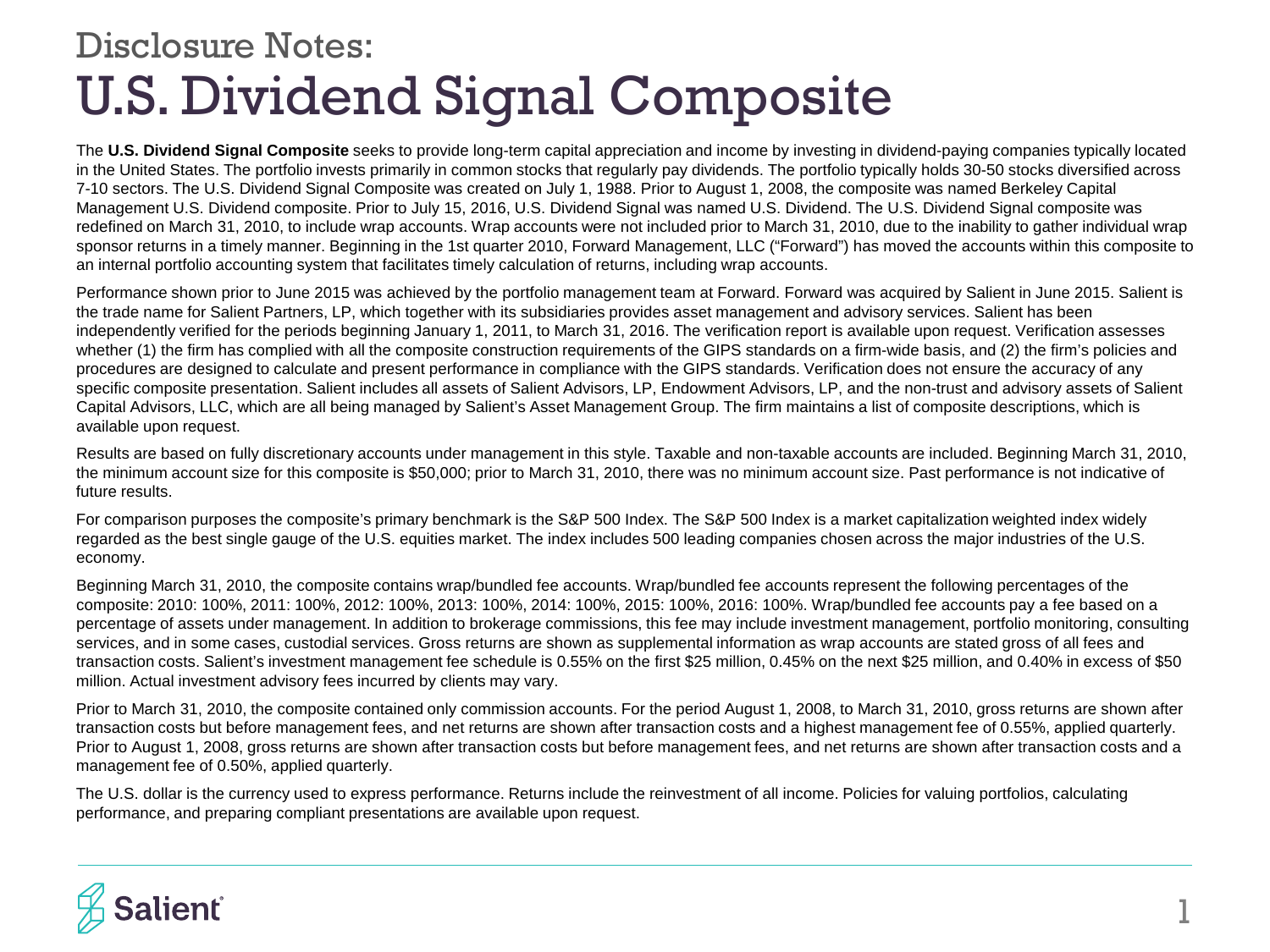# Disclosure Notes:
# U.S. Dividend Signal Composite

The **U.S. Dividend Signal Composite** seeks to provide long-term capital appreciation and income by investing in dividend-paying companies typically located in the United States. The portfolio invests primarily in common stocks that regularly pay dividends. The portfolio typically holds 30-50 stocks diversified across 7-10 sectors. The U.S. Dividend Signal Composite was created on July 1, 1988. Prior to August 1, 2008, the composite was named Berkeley Capital Management U.S. Dividend composite. Prior to July 15, 2016, U.S. Dividend Signal was named U.S. Dividend. The U.S. Dividend Signal composite was redefined on March 31, 2010, to include wrap accounts. Wrap accounts were not included prior to March 31, 2010, due to the inability to gather individual wrap sponsor returns in a timely manner. Beginning in the 1st quarter 2010, Forward Management, LLC ("Forward") has moved the accounts within this composite to an internal portfolio accounting system that facilitates timely calculation of returns, including wrap accounts.

Performance shown prior to June 2015 was achieved by the portfolio management team at Forward. Forward was acquired by Salient in June 2015. Salient is the trade name for Salient Partners, LP, which together with its subsidiaries provides asset management and advisory services. Salient has been independently verified for the periods beginning January 1, 2011, to March 31, 2016. The verification report is available upon request. Verification assesses whether (1) the firm has complied with all the composite construction requirements of the GIPS standards on a firm-wide basis, and (2) the firm's policies and procedures are designed to calculate and present performance in compliance with the GIPS standards. Verification does not ensure the accuracy of any specific composite presentation. Salient includes all assets of Salient Advisors, LP, Endowment Advisors, LP, and the non-trust and advisory assets of Salient Capital Advisors, LLC, which are all being managed by Salient's Asset Management Group. The firm maintains a list of composite descriptions, which is available upon request.

Results are based on fully discretionary accounts under management in this style. Taxable and non-taxable accounts are included. Beginning March 31, 2010, the minimum account size for this composite is $50,000; prior to March 31, 2010, there was no minimum account size. Past performance is not indicative of future results.

For comparison purposes the composite's primary benchmark is the S&P 500 Index. The S&P 500 Index is a market capitalization weighted index widely regarded as the best single gauge of the U.S. equities market. The index includes 500 leading companies chosen across the major industries of the U.S. economy.

Beginning March 31, 2010, the composite contains wrap/bundled fee accounts. Wrap/bundled fee accounts represent the following percentages of the composite: 2010: 100%, 2011: 100%, 2012: 100%, 2013: 100%, 2014: 100%, 2015: 100%, 2016: 100%. Wrap/bundled fee accounts pay a fee based on a percentage of assets under management. In addition to brokerage commissions, this fee may include investment management, portfolio monitoring, consulting services, and in some cases, custodial services. Gross returns are shown as supplemental information as wrap accounts are stated gross of all fees and transaction costs. Salient's investment management fee schedule is 0.55% on the first $25 million, 0.45% on the next $25 million, and 0.40% in excess of $50 million. Actual investment advisory fees incurred by clients may vary.

Prior to March 31, 2010, the composite contained only commission accounts. For the period August 1, 2008, to March 31, 2010, gross returns are shown after transaction costs but before management fees, and net returns are shown after transaction costs and a highest management fee of 0.55%, applied quarterly. Prior to August 1, 2008, gross returns are shown after transaction costs but before management fees, and net returns are shown after transaction costs and a management fee of 0.50%, applied quarterly.

The U.S. dollar is the currency used to express performance. Returns include the reinvestment of all income. Policies for valuing portfolios, calculating performance, and preparing compliant presentations are available upon request.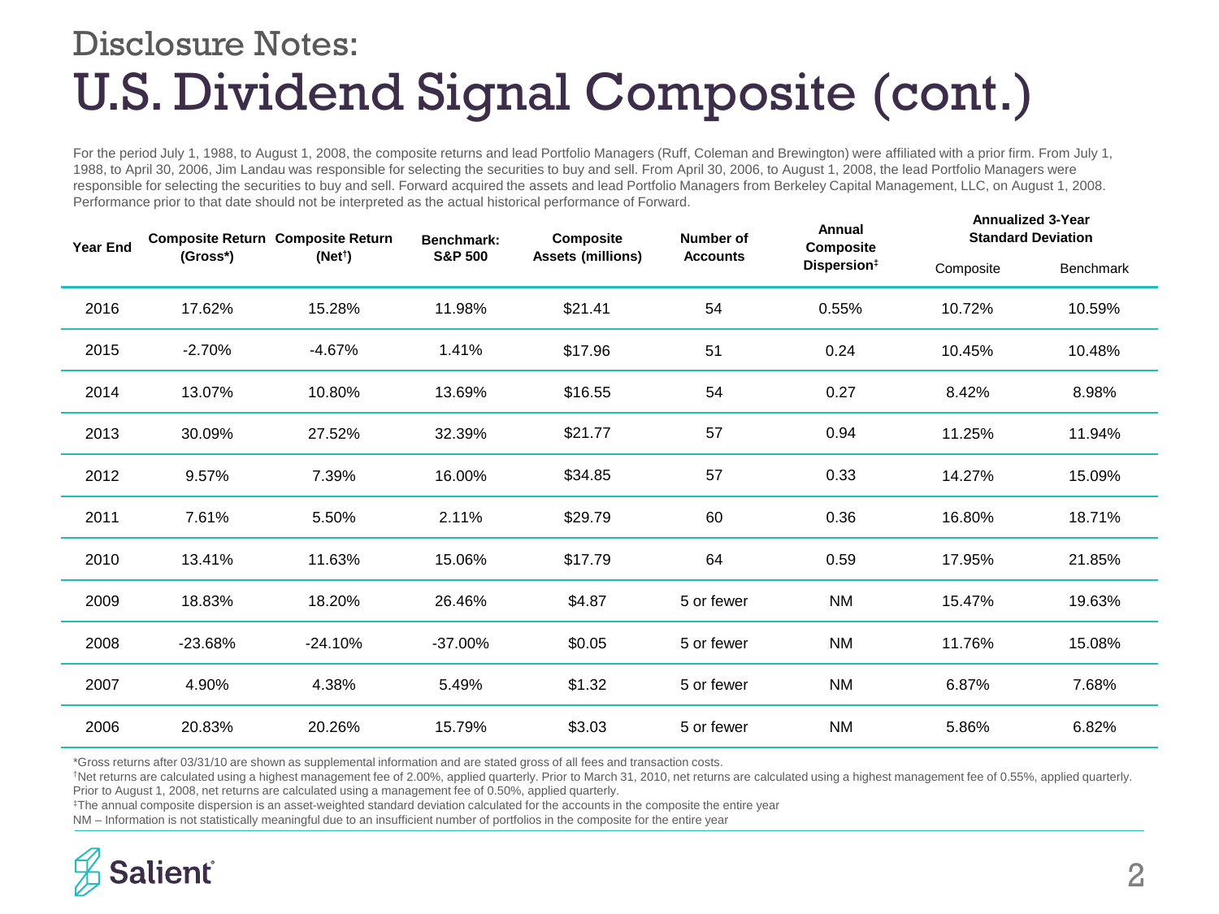Disclosure Notes:

# U.S. Dividend Signal Composite (cont.)

For the period July 1, 1988, to August 1, 2008, the composite returns and lead Portfolio Managers (Ruff, Coleman and Brewington) were affiliated with a prior firm. From July 1, 1988, to April 30, 2006, Jim Landau was responsible for selecting the securities to buy and sell. From April 30, 2006, to August 1, 2008, the lead Portfolio Managers were responsible for selecting the securities to buy and sell. Forward acquired the assets and lead Portfolio Managers from Berkeley Capital Management, LLC, on August 1, 2008. Performance prior to that date should not be interpreted as the actual historical performance of Forward.

| Year End | Composite Return (Gross*) | Composite Return (Net†) | Benchmark: S&P 500 | Composite Assets (millions) | Number of Accounts | Annual Composite Dispersion‡ | Annualized 3-Year Standard Deviation | |
|---|---|---|---|---|---|---|---|---|
| | | | | | | | Composite | Benchmark |
| 2016 | 17.62% | 15.28% | 11.98% | $21.41 | 54 | 0.55% | 10.72% | 10.59% |
| 2015 | -2.70% | -4.67% | 1.41% | $17.96 | 51 | 0.24 | 10.45% | 10.48% |
| 2014 | 13.07% | 10.80% | 13.69% | $16.55 | 54 | 0.27 | 8.42% | 8.98% |
| 2013 | 30.09% | 27.52% | 32.39% | $21.77 | 57 | 0.94 | 11.25% | 11.94% |
| 2012 | 9.57% | 7.39% | 16.00% | $34.85 | 57 | 0.33 | 14.27% | 15.09% |
| 2011 | 7.61% | 5.50% | 2.11% | $29.79 | 60 | 0.36 | 16.80% | 18.71% |
| 2010 | 13.41% | 11.63% | 15.06% | $17.79 | 64 | 0.59 | 17.95% | 21.85% |
| 2009 | 18.83% | 18.20% | 26.46% | $4.87 | 5 or fewer | NM | 15.47% | 19.63% |
| 2008 | -23.68% | -24.10% | -37.00% | $0.05 | 5 or fewer | NM | 11.76% | 15.08% |
| 2007 | 4.90% | 4.38% | 5.49% | $1.32 | 5 or fewer | NM | 6.87% | 7.68% |
| 2006 | 20.83% | 20.26% | 15.79% | $3.03 | 5 or fewer | NM | 5.86% | 6.82% |

*Gross returns after 03/31/10 are shown as supplemental information and are stated gross of all fees and transaction costs.

†Net returns are calculated using a highest management fee of 2.00%, applied quarterly. Prior to March 31, 2010, net returns are calculated using a highest management fee of 0.55%, applied quarterly. Prior to August 1, 2008, net returns are calculated using a management fee of 0.50%, applied quarterly.

‡The annual composite dispersion is an asset-weighted standard deviation calculated for the accounts in the composite the entire year

NM – Information is not statistically meaningful due to an insufficient number of portfolios in the composite for the entire year

Salient